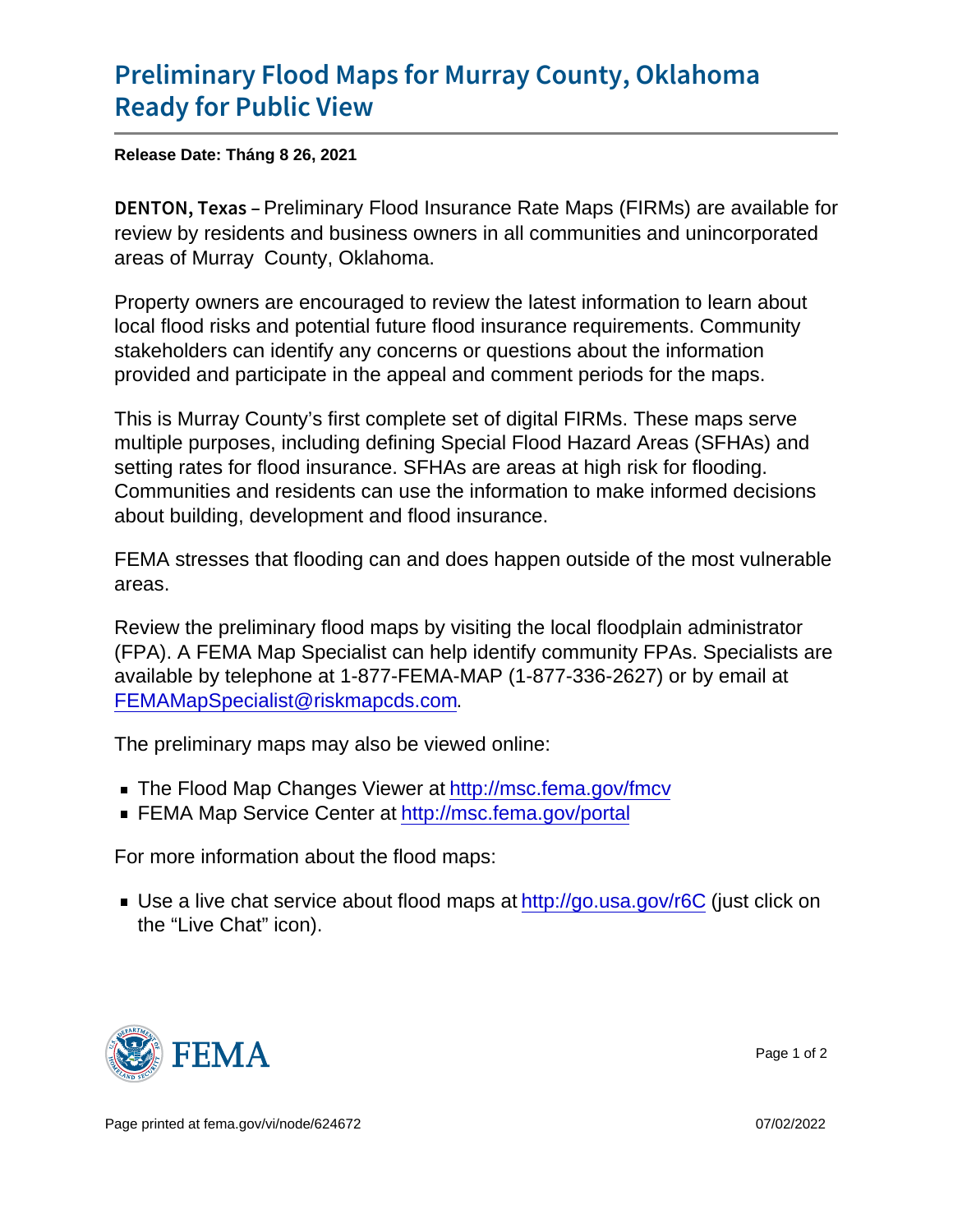# Preliminary Flood Maps for Murray County, Oklahoma Ready for Public View

**Release Date: Tháng 8 26, 2021**

**DENTON, Texas** – Preliminary Flood Insurance Rate Maps (FIRMs) are available for review by residents and business owners in all communities and unincorporated areas of Murray County, Oklahoma.

Property owners are encouraged to review the latest information to learn about local flood risks and potential future flood insurance requirements. Community stakeholders can identify any concerns or questions about the information provided and participate in the appeal and comment periods for the maps.

This is Murray County's first complete set of digital FIRMs. These maps serve multiple purposes, including defining Special Flood Hazard Areas (SFHAs) and setting rates for flood insurance. SFHAs are areas at high risk for flooding. Communities and residents can use the information to make informed decisions about building, development and flood insurance.

FEMA stresses that flooding can and does happen outside of the most vulnerable areas.

Review the preliminary flood maps by visiting the local floodplain administrator (FPA). A FEMA Map Specialist can help identify community FPAs. Specialists are available by telephone at 1-877-FEMA-MAP (1-877-336-2627) or by email at FEMAMapSpecialist@riskmapcds.com.

The preliminary maps may also be viewed online:

- The Flood Map Changes Viewer at http://msc.fema.gov/fmcv
- FEMA Map Service Center at http://msc.fema.gov/portal

For more information about the flood maps:

- Use a live chat service about flood maps at http://go.usa.gov/r6C (just click on the "Live Chat" icon).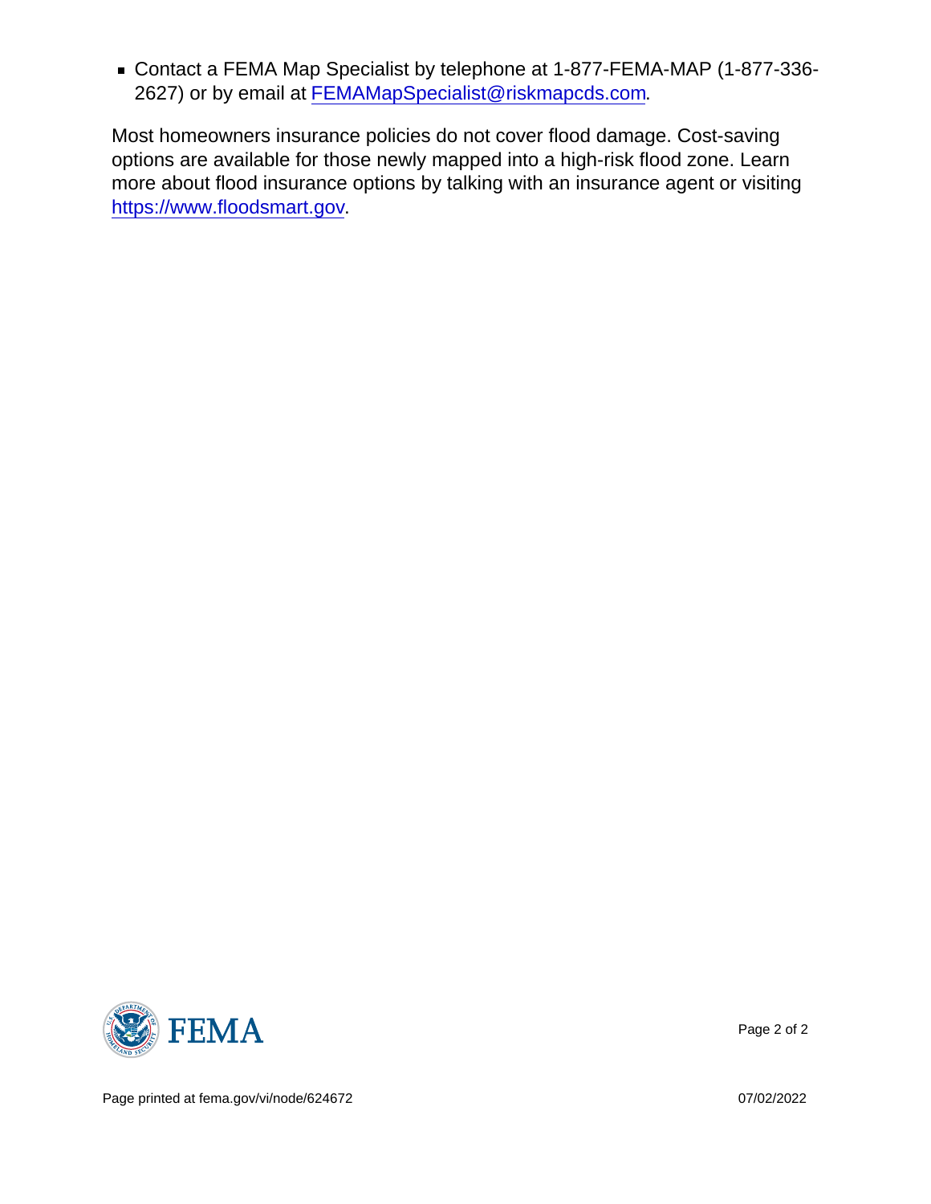- Contact a FEMA Map Specialist by telephone at 1-877-FEMA-MAP (1-877-336-2627) or by email at FEMAMapSpecialist@riskmapcds.com.

Most homeowners insurance policies do not cover flood damage. Cost-saving options are available for those newly mapped into a high-risk flood zone. Learn more about flood insurance options by talking with an insurance agent or visiting https://www.floodsmart.gov.